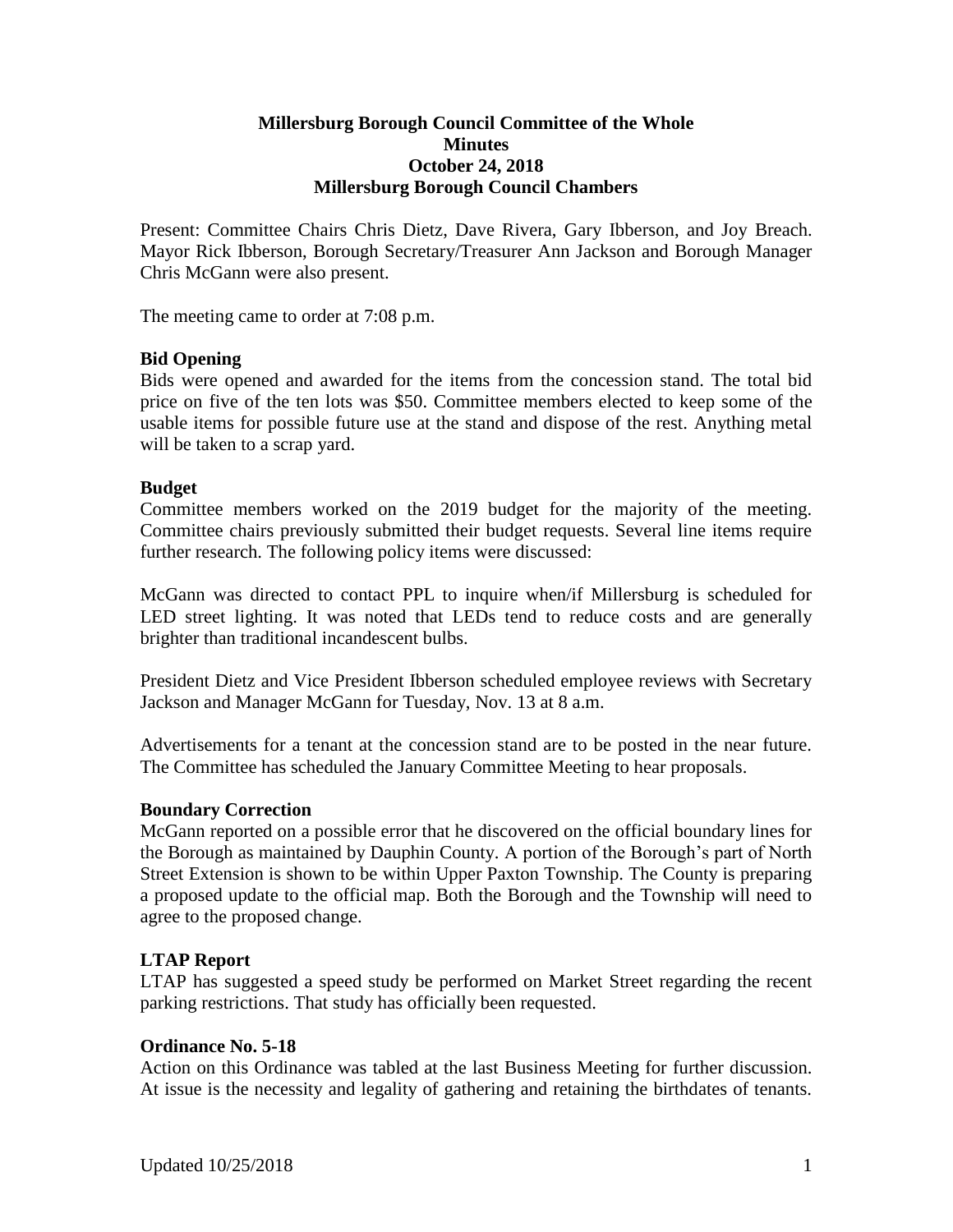**Millersburg Borough Council Committee of the Whole**
**Minutes**
**October 24, 2018**
**Millersburg Borough Council Chambers**

Present: Committee Chairs Chris Dietz, Dave Rivera, Gary Ibberson, and Joy Breach. Mayor Rick Ibberson, Borough Secretary/Treasurer Ann Jackson and Borough Manager Chris McGann were also present.

The meeting came to order at 7:08 p.m.

**Bid Opening**

Bids were opened and awarded for the items from the concession stand. The total bid price on five of the ten lots was $50. Committee members elected to keep some of the usable items for possible future use at the stand and dispose of the rest. Anything metal will be taken to a scrap yard.

**Budget**

Committee members worked on the 2019 budget for the majority of the meeting. Committee chairs previously submitted their budget requests. Several line items require further research. The following policy items were discussed:

McGann was directed to contact PPL to inquire when/if Millersburg is scheduled for LED street lighting. It was noted that LEDs tend to reduce costs and are generally brighter than traditional incandescent bulbs.

President Dietz and Vice President Ibberson scheduled employee reviews with Secretary Jackson and Manager McGann for Tuesday, Nov. 13 at 8 a.m.

Advertisements for a tenant at the concession stand are to be posted in the near future. The Committee has scheduled the January Committee Meeting to hear proposals.

**Boundary Correction**

McGann reported on a possible error that he discovered on the official boundary lines for the Borough as maintained by Dauphin County. A portion of the Borough's part of North Street Extension is shown to be within Upper Paxton Township. The County is preparing a proposed update to the official map. Both the Borough and the Township will need to agree to the proposed change.

**LTAP Report**

LTAP has suggested a speed study be performed on Market Street regarding the recent parking restrictions. That study has officially been requested.

**Ordinance No. 5-18**

Action on this Ordinance was tabled at the last Business Meeting for further discussion. At issue is the necessity and legality of gathering and retaining the birthdates of tenants.

Updated 10/25/2018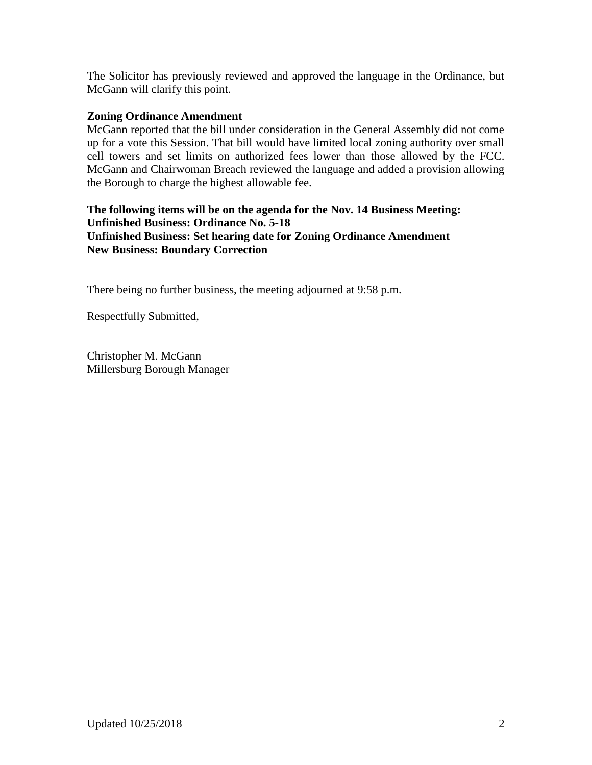The Solicitor has previously reviewed and approved the language in the Ordinance, but McGann will clarify this point.

**Zoning Ordinance Amendment**

McGann reported that the bill under consideration in the General Assembly did not come up for a vote this Session. That bill would have limited local zoning authority over small cell towers and set limits on authorized fees lower than those allowed by the FCC. McGann and Chairwoman Breach reviewed the language and added a provision allowing the Borough to charge the highest allowable fee.

**The following items will be on the agenda for the Nov. 14 Business Meeting:**
**Unfinished Business: Ordinance No. 5-18**
**Unfinished Business: Set hearing date for Zoning Ordinance Amendment**
**New Business: Boundary Correction**

There being no further business, the meeting adjourned at 9:58 p.m.

Respectfully Submitted,

Christopher M. McGann
Millersburg Borough Manager

Updated 10/25/2018